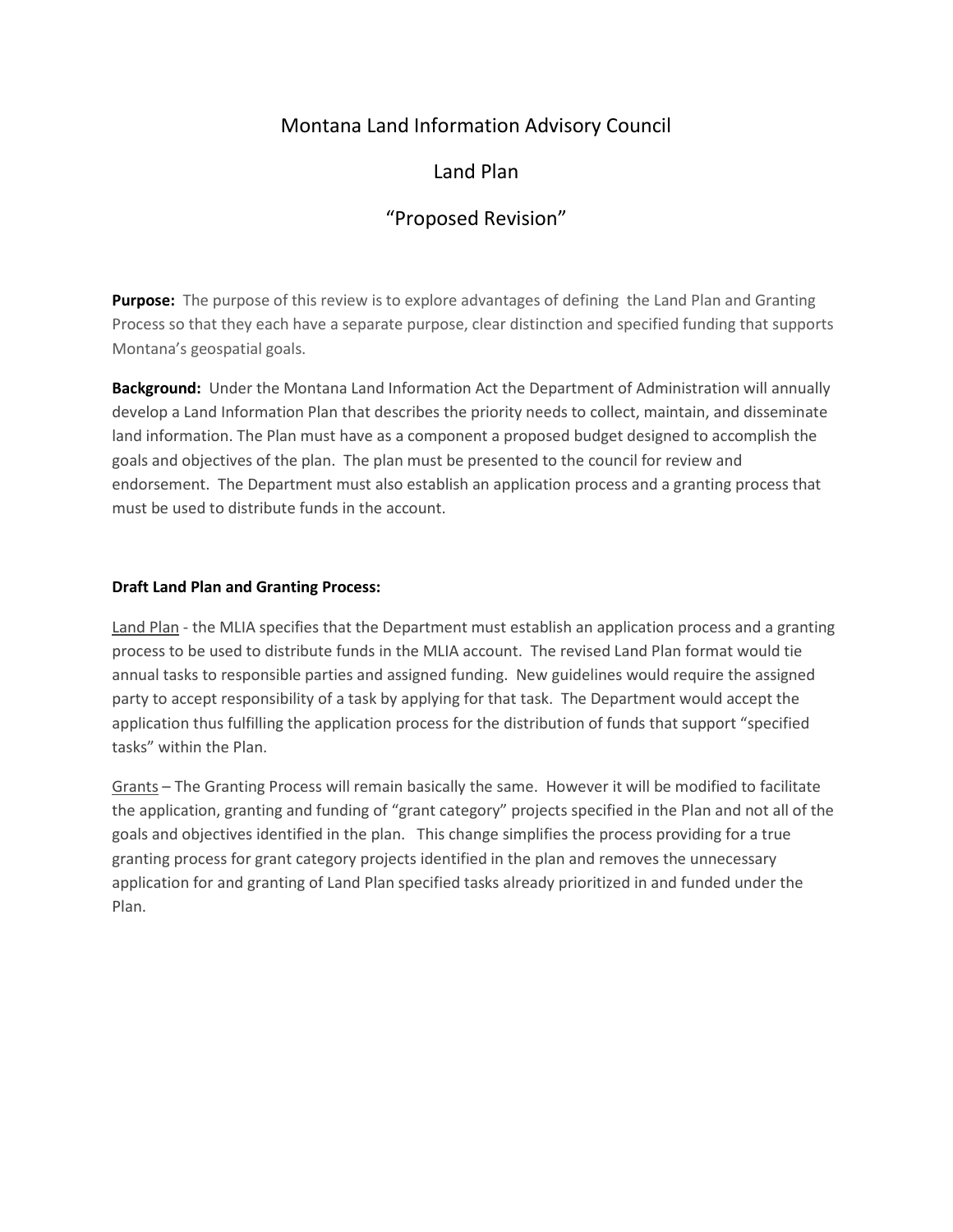# Montana Land Information Advisory Council

## Land Plan

## "Proposed Revision"

**Purpose:** The purpose of this review is to explore advantages of defining the Land Plan and Granting Process so that they each have a separate purpose, clear distinction and specified funding that supports Montana's geospatial goals.

**Background:** Under the Montana Land Information Act the Department of Administration will annually develop a Land Information Plan that describes the priority needs to collect, maintain, and disseminate land information. The Plan must have as a component a proposed budget designed to accomplish the goals and objectives of the plan. The plan must be presented to the council for review and endorsement. The Department must also establish an application process and a granting process that must be used to distribute funds in the account.

**Draft Land Plan and Granting Process:**

Land Plan - the MLIA specifies that the Department must establish an application process and a granting process to be used to distribute funds in the MLIA account. The revised Land Plan format would tie annual tasks to responsible parties and assigned funding. New guidelines would require the assigned party to accept responsibility of a task by applying for that task. The Department would accept the application thus fulfilling the application process for the distribution of funds that support "specified tasks" within the Plan.

Grants – The Granting Process will remain basically the same. However it will be modified to facilitate the application, granting and funding of "grant category" projects specified in the Plan and not all of the goals and objectives identified in the plan. This change simplifies the process providing for a true granting process for grant category projects identified in the plan and removes the unnecessary application for and granting of Land Plan specified tasks already prioritized in and funded under the Plan.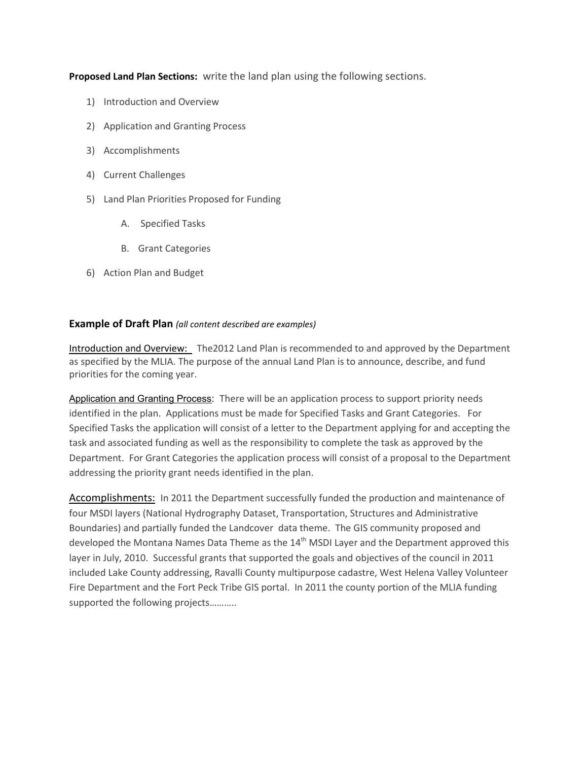**Proposed Land Plan Sections:** write the land plan using the following sections.

1) Introduction and Overview
2) Application and Granting Process
3) Accomplishments
4) Current Challenges
5) Land Plan Priorities Proposed for Funding
   - A. Specified Tasks
   - B. Grant Categories
6) Action Plan and Budget

## Example of Draft Plan *(all content described are examples)*

Introduction and Overview: The2012 Land Plan is recommended to and approved by the Department as specified by the MLIA. The purpose of the annual Land Plan is to announce, describe, and fund priorities for the coming year.

Application and Granting Process: There will be an application process to support priority needs identified in the plan. Applications must be made for Specified Tasks and Grant Categories. For Specified Tasks the application will consist of a letter to the Department applying for and accepting the task and associated funding as well as the responsibility to complete the task as approved by the Department. For Grant Categories the application process will consist of a proposal to the Department addressing the priority grant needs identified in the plan.

Accomplishments: In 2011 the Department successfully funded the production and maintenance of four MSDI layers (National Hydrography Dataset, Transportation, Structures and Administrative Boundaries) and partially funded the Landcover data theme. The GIS community proposed and developed the Montana Names Data Theme as the 14th MSDI Layer and the Department approved this layer in July, 2010. Successful grants that supported the goals and objectives of the council in 2011 included Lake County addressing, Ravalli County multipurpose cadastre, West Helena Valley Volunteer Fire Department and the Fort Peck Tribe GIS portal. In 2011 the county portion of the MLIA funding supported the following projects………..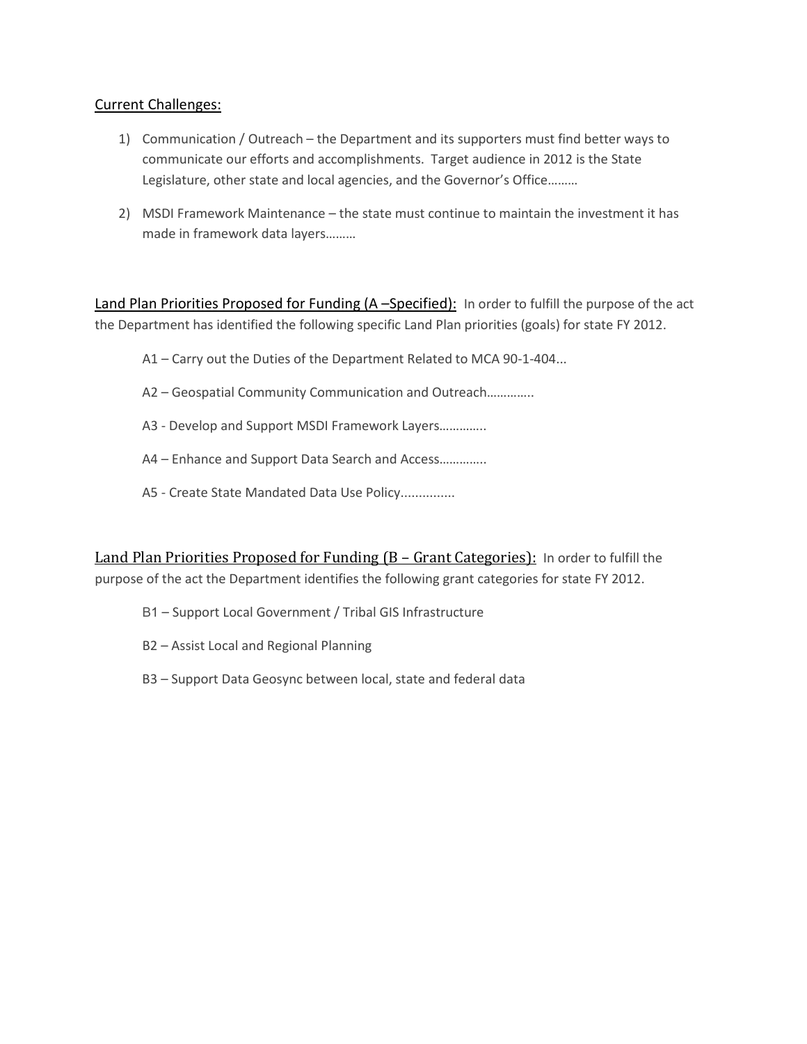Current Challenges:

1) Communication / Outreach – the Department and its supporters must find better ways to communicate our efforts and accomplishments. Target audience in 2012 is the State Legislature, other state and local agencies, and the Governor's Office………

2) MSDI Framework Maintenance – the state must continue to maintain the investment it has made in framework data layers………

Land Plan Priorities Proposed for Funding (A –Specified): In order to fulfill the purpose of the act the Department has identified the following specific Land Plan priorities (goals) for state FY 2012.

A1 – Carry out the Duties of the Department Related to MCA 90-1-404...

A2 – Geospatial Community Communication and Outreach…………..

A3 - Develop and Support MSDI Framework Layers…………..

A4 – Enhance and Support Data Search and Access…………..

A5 - Create State Mandated Data Use Policy...............

Land Plan Priorities Proposed for Funding (B – Grant Categories): In order to fulfill the purpose of the act the Department identifies the following grant categories for state FY 2012.

B1 – Support Local Government / Tribal GIS Infrastructure

B2 – Assist Local and Regional Planning

B3 – Support Data Geosync between local, state and federal data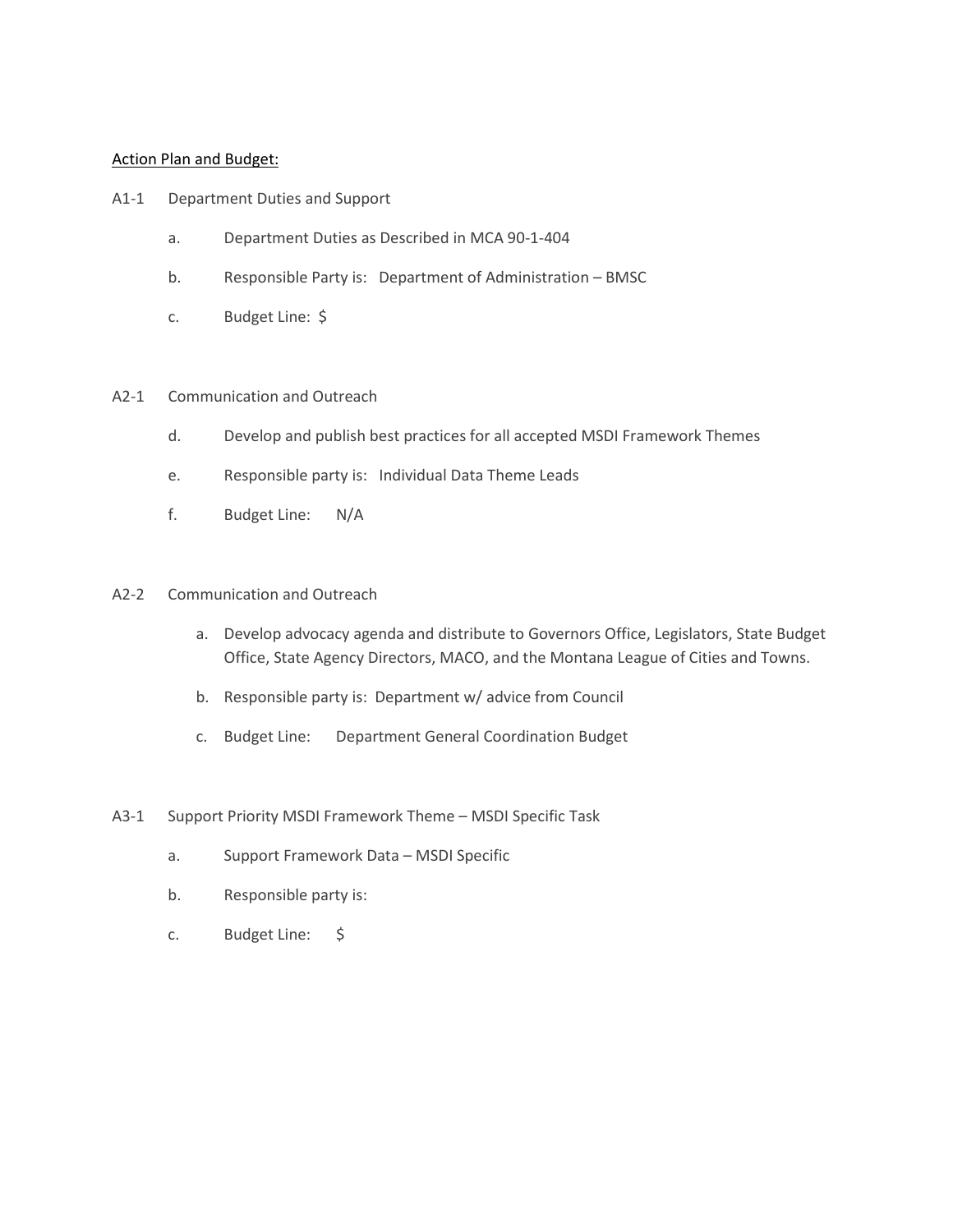<u>Action Plan and Budget:</u>

A1-1 Department Duties and Support

- a. Department Duties as Described in MCA 90-1-404
- b. Responsible Party is: Department of Administration – BMSC
- c. Budget Line: $

A2-1 Communication and Outreach

- d. Develop and publish best practices for all accepted MSDI Framework Themes
- e. Responsible party is: Individual Data Theme Leads
- f. Budget Line: N/A

A2-2 Communication and Outreach

- a. Develop advocacy agenda and distribute to Governors Office, Legislators, State Budget Office, State Agency Directors, MACO, and the Montana League of Cities and Towns.
- b. Responsible party is: Department w/ advice from Council
- c. Budget Line: Department General Coordination Budget

A3-1 Support Priority MSDI Framework Theme – MSDI Specific Task

- a. Support Framework Data – MSDI Specific
- b. Responsible party is:
- c. Budget Line: $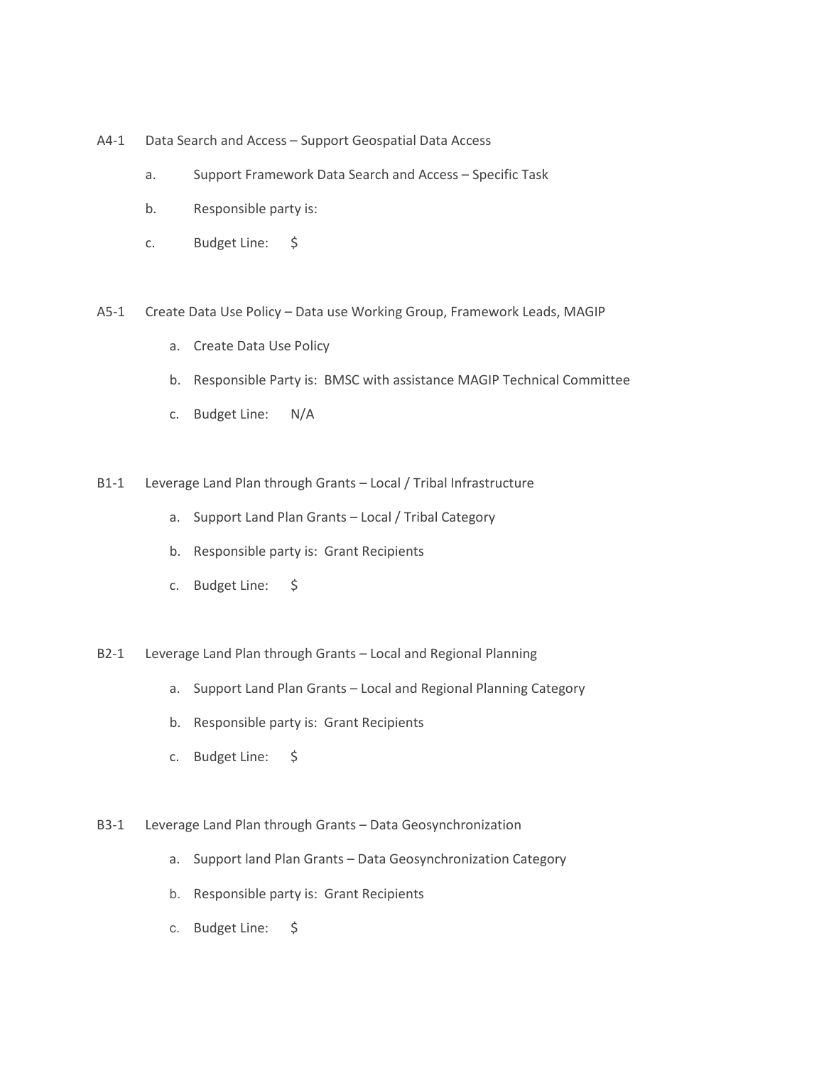A4-1 Data Search and Access – Support Geospatial Data Access

a. Support Framework Data Search and Access – Specific Task

b. Responsible party is:

c. Budget Line: $

A5-1 Create Data Use Policy – Data use Working Group, Framework Leads, MAGIP

a. Create Data Use Policy

b. Responsible Party is: BMSC with assistance MAGIP Technical Committee

c. Budget Line: N/A

B1-1 Leverage Land Plan through Grants – Local / Tribal Infrastructure

a. Support Land Plan Grants – Local / Tribal Category

b. Responsible party is: Grant Recipients

c. Budget Line: $

B2-1 Leverage Land Plan through Grants – Local and Regional Planning

a. Support Land Plan Grants – Local and Regional Planning Category

b. Responsible party is: Grant Recipients

c. Budget Line: $

B3-1 Leverage Land Plan through Grants – Data Geosynchronization

a. Support land Plan Grants – Data Geosynchronization Category

b. Responsible party is: Grant Recipients

c. Budget Line: $